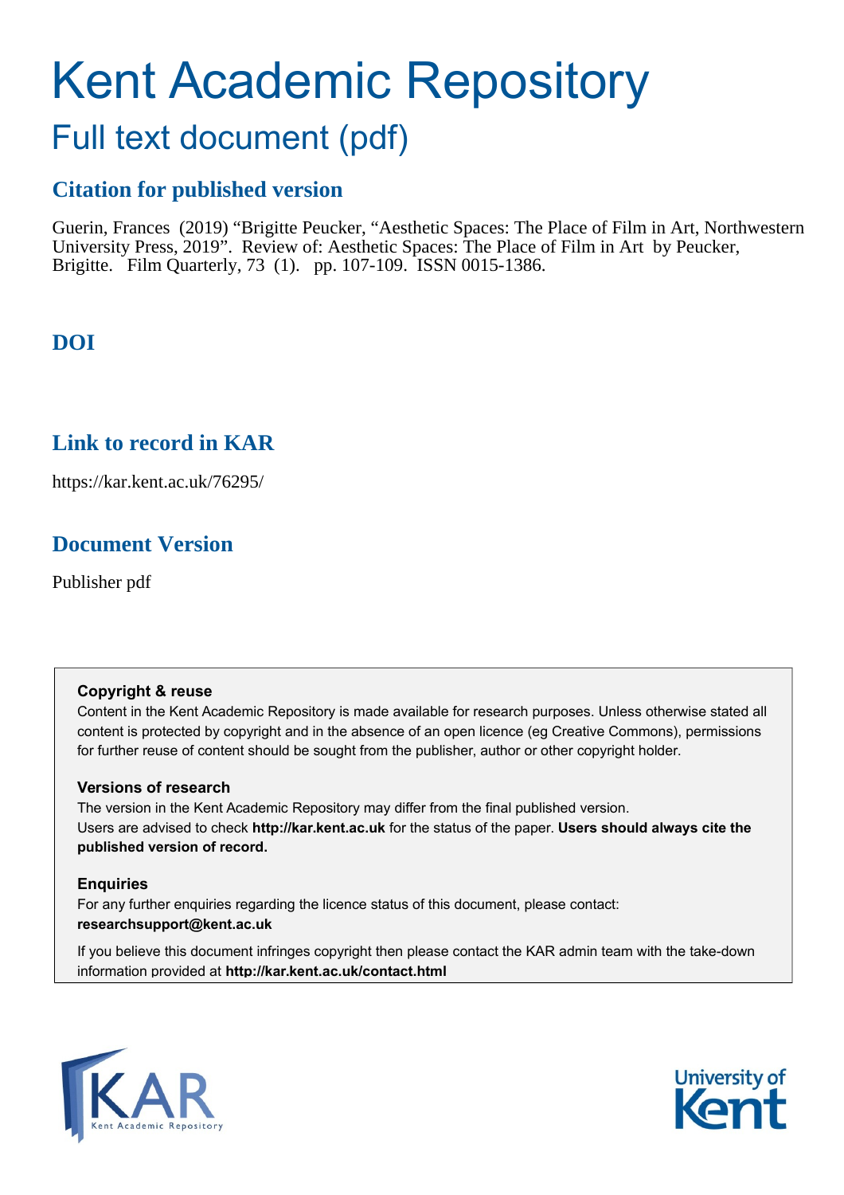# Kent Academic Repository

## Full text document (pdf)

### Citation for published version

Guerin, Frances (2019) "Brigitte Peucker, "Aesthetic Spaces: The Place of Film in Art, Northwestern University Press, 2019". Review of: Aesthetic Spaces: The Place of Film in Art by Peucker, Brigitte. Film Quarterly, 73 (1). pp. 107-109. ISSN 0015-1386.

### DOI

### Link to record in KAR

https://kar.kent.ac.uk/76295/

### Document Version

Publisher pdf

**Copyright & reuse**

Content in the Kent Academic Repository is made available for research purposes. Unless otherwise stated all content is protected by copyright and in the absence of an open licence (eg Creative Commons), permissions for further reuse of content should be sought from the publisher, author or other copyright holder.

**Versions of research**

The version in the Kent Academic Repository may differ from the final published version.
Users are advised to check **http://kar.kent.ac.uk** for the status of the paper. **Users should always cite the published version of record.**

**Enquiries**

For any further enquiries regarding the licence status of this document, please contact:
**researchsupport@kent.ac.uk**

If you believe this document infringes copyright then please contact the KAR admin team with the take-down information provided at **http://kar.kent.ac.uk/contact.html**

KAR Kent Academic Repository

University of Kent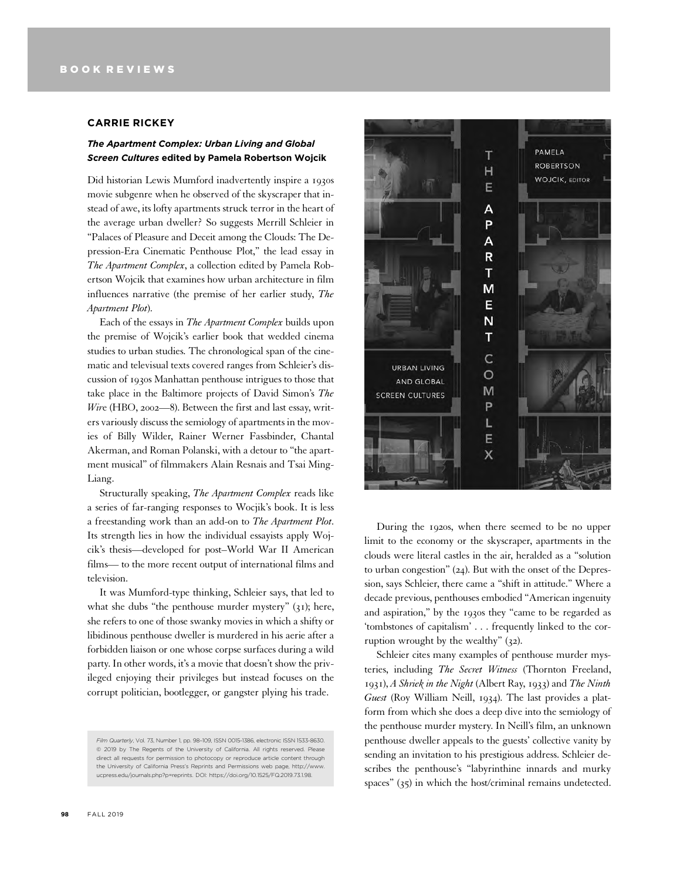# BOOK REVIEWS

## CARRIE RICKEY

### *The Apartment Complex: Urban Living and Global Screen Cultures* edited by Pamela Robertson Wojcik

Did historian Lewis Mumford inadvertently inspire a 1930s movie subgenre when he observed of the skyscraper that instead of awe, its lofty apartments struck terror in the heart of the average urban dweller? So suggests Merrill Schleier in "Palaces of Pleasure and Deceit among the Clouds: The Depression-Era Cinematic Penthouse Plot," the lead essay in *The Apartment Complex*, a collection edited by Pamela Robertson Wojcik that examines how urban architecture in film influences narrative (the premise of her earlier study, *The Apartment Plot*).

Each of the essays in *The Apartment Complex* builds upon the premise of Wojcik's earlier book that wedded cinema studies to urban studies. The chronological span of the cinematic and televisual texts covered ranges from Schleier's discussion of 1930s Manhattan penthouse intrigues to those that take place in the Baltimore projects of David Simon's *The Wire* (HBO, 2002—8). Between the first and last essay, writers variously discuss the semiology of apartments in the movies of Billy Wilder, Rainer Werner Fassbinder, Chantal Akerman, and Roman Polanski, with a detour to "the apartment musical" of filmmakers Alain Resnais and Tsai Ming-Liang.

Structurally speaking, *The Apartment Complex* reads like a series of far-ranging responses to Wocjik's book. It is less a freestanding work than an add-on to *The Apartment Plot*. Its strength lies in how the individual essayists apply Wojcik's thesis—developed for post–World War II American films— to the more recent output of international films and television.

It was Mumford-type thinking, Schleier says, that led to what she dubs "the penthouse murder mystery" (31); here, she refers to one of those swanky movies in which a shifty or libidinous penthouse dweller is murdered in his aerie after a forbidden liaison or one whose corpse surfaces during a wild party. In other words, it's a movie that doesn't show the privileged enjoying their privileges but instead focuses on the corrupt politician, bootlegger, or gangster plying his trade.

*Film Quarterly*, Vol. 73, Number 1, pp. 98–109, ISSN 0015-1386, electronic ISSN 1533-8630. © 2019 by The Regents of the University of California. All rights reserved. Please direct all requests for permission to photocopy or reproduce article content through the University of California Press's Reprints and Permissions web page, http://www.ucpress.edu/journals.php?p=reprints. DOI: https://doi.org/10.1525/FQ.2019.73.1.98.

During the 1920s, when there seemed to be no upper limit to the economy or the skyscraper, apartments in the clouds were literal castles in the air, heralded as a "solution to urban congestion" (24). But with the onset of the Depression, says Schleier, there came a "shift in attitude." Where a decade previous, penthouses embodied "American ingenuity and aspiration," by the 1930s they "came to be regarded as 'tombstones of capitalism' . . . frequently linked to the corruption wrought by the wealthy" (32).

Schleier cites many examples of penthouse murder mysteries, including *The Secret Witness* (Thornton Freeland, 1931), *A Shriek in the Night* (Albert Ray, 1933) and *The Ninth Guest* (Roy William Neill, 1934). The last provides a platform from which she does a deep dive into the semiology of the penthouse murder mystery. In Neill's film, an unknown penthouse dweller appeals to the guests' collective vanity by sending an invitation to his prestigious address. Schleier describes the penthouse's "labyrinthine innards and murky spaces" (35) in which the host/criminal remains undetected.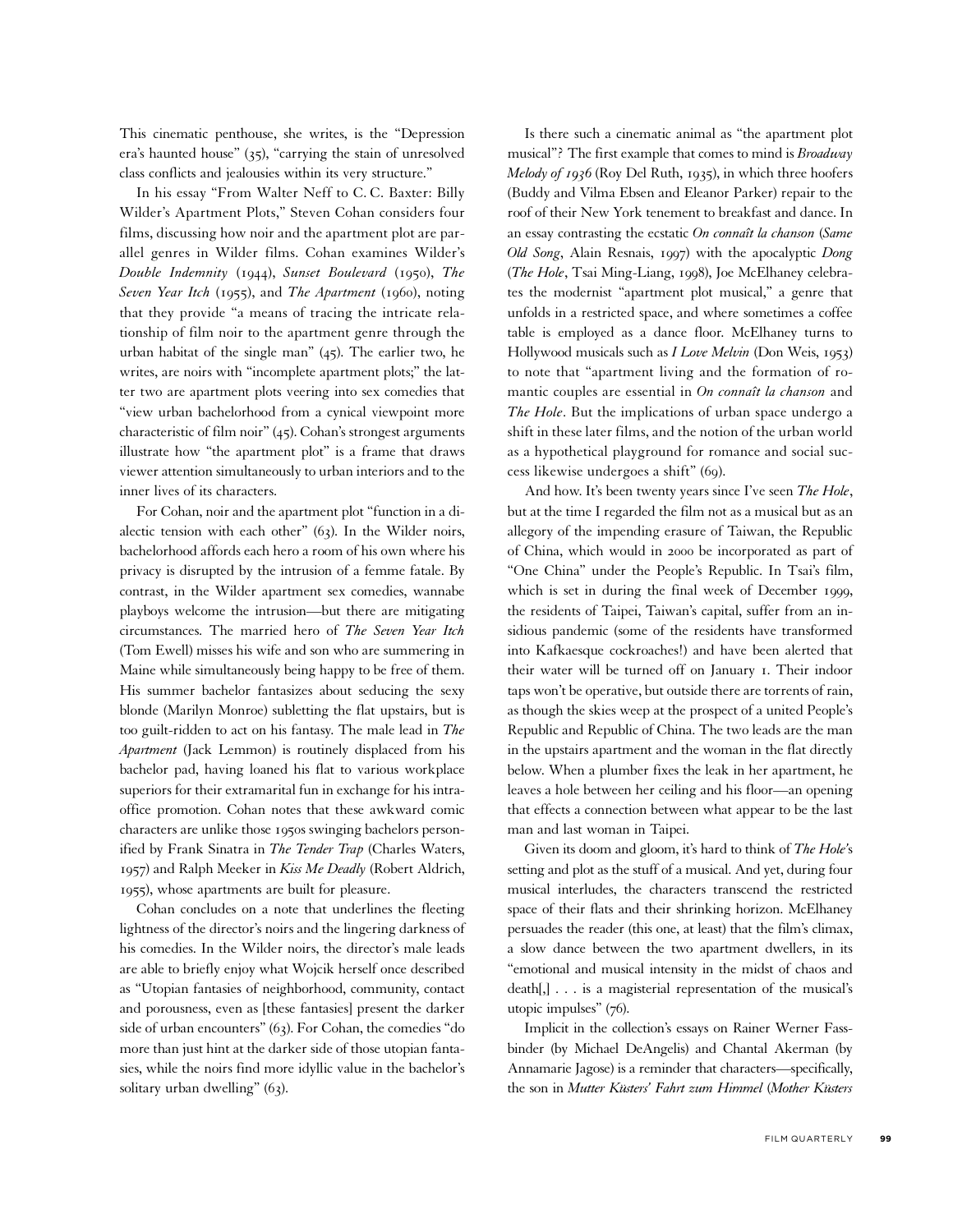This cinematic penthouse, she writes, is the "Depression era's haunted house" (35), "carrying the stain of unresolved class conflicts and jealousies within its very structure."

In his essay "From Walter Neff to C. C. Baxter: Billy Wilder's Apartment Plots," Steven Cohan considers four films, discussing how noir and the apartment plot are parallel genres in Wilder films. Cohan examines Wilder's *Double Indemnity* (1944), *Sunset Boulevard* (1950), *The Seven Year Itch* (1955), and *The Apartment* (1960), noting that they provide "a means of tracing the intricate relationship of film noir to the apartment genre through the urban habitat of the single man" (45). The earlier two, he writes, are noirs with "incomplete apartment plots;" the latter two are apartment plots veering into sex comedies that "view urban bachelorhood from a cynical viewpoint more characteristic of film noir" (45). Cohan's strongest arguments illustrate how "the apartment plot" is a frame that draws viewer attention simultaneously to urban interiors and to the inner lives of its characters.

For Cohan, noir and the apartment plot "function in a dialectic tension with each other" (63). In the Wilder noirs, bachelorhood affords each hero a room of his own where his privacy is disrupted by the intrusion of a femme fatale. By contrast, in the Wilder apartment sex comedies, wannabe playboys welcome the intrusion—but there are mitigating circumstances. The married hero of *The Seven Year Itch* (Tom Ewell) misses his wife and son who are summering in Maine while simultaneously being happy to be free of them. His summer bachelor fantasizes about seducing the sexy blonde (Marilyn Monroe) subletting the flat upstairs, but is too guilt-ridden to act on his fantasy. The male lead in *The Apartment* (Jack Lemmon) is routinely displaced from his bachelor pad, having loaned his flat to various workplace superiors for their extramarital fun in exchange for his intraoffice promotion. Cohan notes that these awkward comic characters are unlike those 1950s swinging bachelors personified by Frank Sinatra in *The Tender Trap* (Charles Waters, 1957) and Ralph Meeker in *Kiss Me Deadly* (Robert Aldrich, 1955), whose apartments are built for pleasure.

Cohan concludes on a note that underlines the fleeting lightness of the director's noirs and the lingering darkness of his comedies. In the Wilder noirs, the director's male leads are able to briefly enjoy what Wojcik herself once described as "Utopian fantasies of neighborhood, community, contact and porousness, even as [these fantasies] present the darker side of urban encounters" (63). For Cohan, the comedies "do more than just hint at the darker side of those utopian fantasies, while the noirs find more idyllic value in the bachelor's solitary urban dwelling" (63).

Is there such a cinematic animal as "the apartment plot musical"? The first example that comes to mind is *Broadway Melody of 1936* (Roy Del Ruth, 1935), in which three hoofers (Buddy and Vilma Ebsen and Eleanor Parker) repair to the roof of their New York tenement to breakfast and dance. In an essay contrasting the ecstatic *On connaît la chanson* (*Same Old Song*, Alain Resnais, 1997) with the apocalyptic *Dong* (*The Hole*, Tsai Ming-Liang, 1998), Joe McElhaney celebrates the modernist "apartment plot musical," a genre that unfolds in a restricted space, and where sometimes a coffee table is employed as a dance floor. McElhaney turns to Hollywood musicals such as *I Love Melvin* (Don Weis, 1953) to note that "apartment living and the formation of romantic couples are essential in *On connaît la chanson* and *The Hole*. But the implications of urban space undergo a shift in these later films, and the notion of the urban world as a hypothetical playground for romance and social success likewise undergoes a shift" (69).

And how. It's been twenty years since I've seen *The Hole*, but at the time I regarded the film not as a musical but as an allegory of the impending erasure of Taiwan, the Republic of China, which would in 2000 be incorporated as part of "One China" under the People's Republic. In Tsai's film, which is set in during the final week of December 1999, the residents of Taipei, Taiwan's capital, suffer from an insidious pandemic (some of the residents have transformed into Kafkaesque cockroaches!) and have been alerted that their water will be turned off on January 1. Their indoor taps won't be operative, but outside there are torrents of rain, as though the skies weep at the prospect of a united People's Republic and Republic of China. The two leads are the man in the upstairs apartment and the woman in the flat directly below. When a plumber fixes the leak in her apartment, he leaves a hole between her ceiling and his floor—an opening that effects a connection between what appear to be the last man and last woman in Taipei.

Given its doom and gloom, it's hard to think of *The Hole*'s setting and plot as the stuff of a musical. And yet, during four musical interludes, the characters transcend the restricted space of their flats and their shrinking horizon. McElhaney persuades the reader (this one, at least) that the film's climax, a slow dance between the two apartment dwellers, in its "emotional and musical intensity in the midst of chaos and death[,] . . . is a magisterial representation of the musical's utopic impulses" (76).

Implicit in the collection's essays on Rainer Werner Fassbinder (by Michael DeAngelis) and Chantal Akerman (by Annamarie Jagose) is a reminder that characters—specifically, the son in *Mutter Küsters' Fahrt zum Himmel* (*Mother Küsters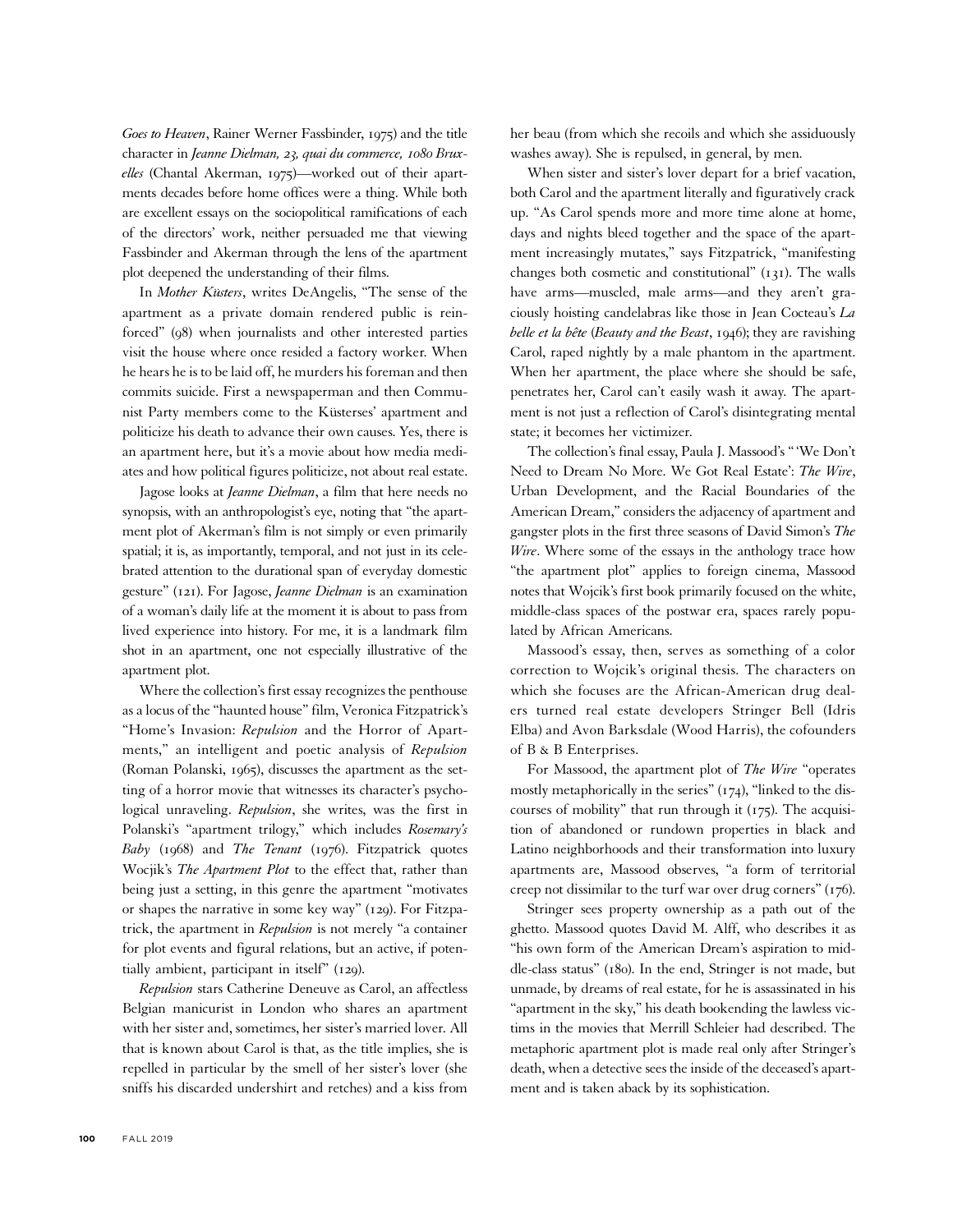*Goes to Heaven*, Rainer Werner Fassbinder, 1975) and the title character in *Jeanne Dielman, 23, quai du commerce, 1080 Bruxelles* (Chantal Akerman, 1975)—worked out of their apartments decades before home offices were a thing. While both are excellent essays on the sociopolitical ramifications of each of the directors' work, neither persuaded me that viewing Fassbinder and Akerman through the lens of the apartment plot deepened the understanding of their films.

In *Mother Küsters*, writes DeAngelis, "The sense of the apartment as a private domain rendered public is reinforced" (98) when journalists and other interested parties visit the house where once resided a factory worker. When he hears he is to be laid off, he murders his foreman and then commits suicide. First a newspaperman and then Communist Party members come to the Küsterses' apartment and politicize his death to advance their own causes. Yes, there is an apartment here, but it's a movie about how media mediates and how political figures politicize, not about real estate.

Jagose looks at *Jeanne Dielman*, a film that here needs no synopsis, with an anthropologist's eye, noting that "the apartment plot of Akerman's film is not simply or even primarily spatial; it is, as importantly, temporal, and not just in its celebrated attention to the durational span of everyday domestic gesture" (121). For Jagose, *Jeanne Dielman* is an examination of a woman's daily life at the moment it is about to pass from lived experience into history. For me, it is a landmark film shot in an apartment, one not especially illustrative of the apartment plot.

Where the collection's first essay recognizes the penthouse as a locus of the "haunted house" film, Veronica Fitzpatrick's "Home's Invasion: *Repulsion* and the Horror of Apartments," an intelligent and poetic analysis of *Repulsion* (Roman Polanski, 1965), discusses the apartment as the setting of a horror movie that witnesses its character's psychological unraveling. *Repulsion*, she writes, was the first in Polanski's "apartment trilogy," which includes *Rosemary's Baby* (1968) and *The Tenant* (1976). Fitzpatrick quotes Wocjik's *The Apartment Plot* to the effect that, rather than being just a setting, in this genre the apartment "motivates or shapes the narrative in some key way" (129). For Fitzpatrick, the apartment in *Repulsion* is not merely "a container for plot events and figural relations, but an active, if potentially ambient, participant in itself" (129).

*Repulsion* stars Catherine Deneuve as Carol, an affectless Belgian manicurist in London who shares an apartment with her sister and, sometimes, her sister's married lover. All that is known about Carol is that, as the title implies, she is repelled in particular by the smell of her sister's lover (she sniffs his discarded undershirt and retches) and a kiss from her beau (from which she recoils and which she assiduously washes away). She is repulsed, in general, by men.

When sister and sister's lover depart for a brief vacation, both Carol and the apartment literally and figuratively crack up. "As Carol spends more and more time alone at home, days and nights bleed together and the space of the apartment increasingly mutates," says Fitzpatrick, "manifesting changes both cosmetic and constitutional" (131). The walls have arms—muscled, male arms—and they aren't graciously hoisting candelabras like those in Jean Cocteau's *La belle et la bête* (*Beauty and the Beast*, 1946); they are ravishing Carol, raped nightly by a male phantom in the apartment. When her apartment, the place where she should be safe, penetrates her, Carol can't easily wash it away. The apartment is not just a reflection of Carol's disintegrating mental state; it becomes her victimizer.

The collection's final essay, Paula J. Massood's "'We Don't Need to Dream No More. We Got Real Estate': *The Wire*, Urban Development, and the Racial Boundaries of the American Dream," considers the adjacency of apartment and gangster plots in the first three seasons of David Simon's *The Wire*. Where some of the essays in the anthology trace how "the apartment plot" applies to foreign cinema, Massood notes that Wojcik's first book primarily focused on the white, middle-class spaces of the postwar era, spaces rarely populated by African Americans.

Massood's essay, then, serves as something of a color correction to Wojcik's original thesis. The characters on which she focuses are the African-American drug dealers turned real estate developers Stringer Bell (Idris Elba) and Avon Barksdale (Wood Harris), the cofounders of B & B Enterprises.

For Massood, the apartment plot of *The Wire* "operates mostly metaphorically in the series" (174), "linked to the discourses of mobility" that run through it (175). The acquisition of abandoned or rundown properties in black and Latino neighborhoods and their transformation into luxury apartments are, Massood observes, "a form of territorial creep not dissimilar to the turf war over drug corners" (176).

Stringer sees property ownership as a path out of the ghetto. Massood quotes David M. Alff, who describes it as "his own form of the American Dream's aspiration to middle-class status" (180). In the end, Stringer is not made, but unmade, by dreams of real estate, for he is assassinated in his "apartment in the sky," his death bookending the lawless victims in the movies that Merrill Schleier had described. The metaphoric apartment plot is made real only after Stringer's death, when a detective sees the inside of the deceased's apartment and is taken aback by its sophistication.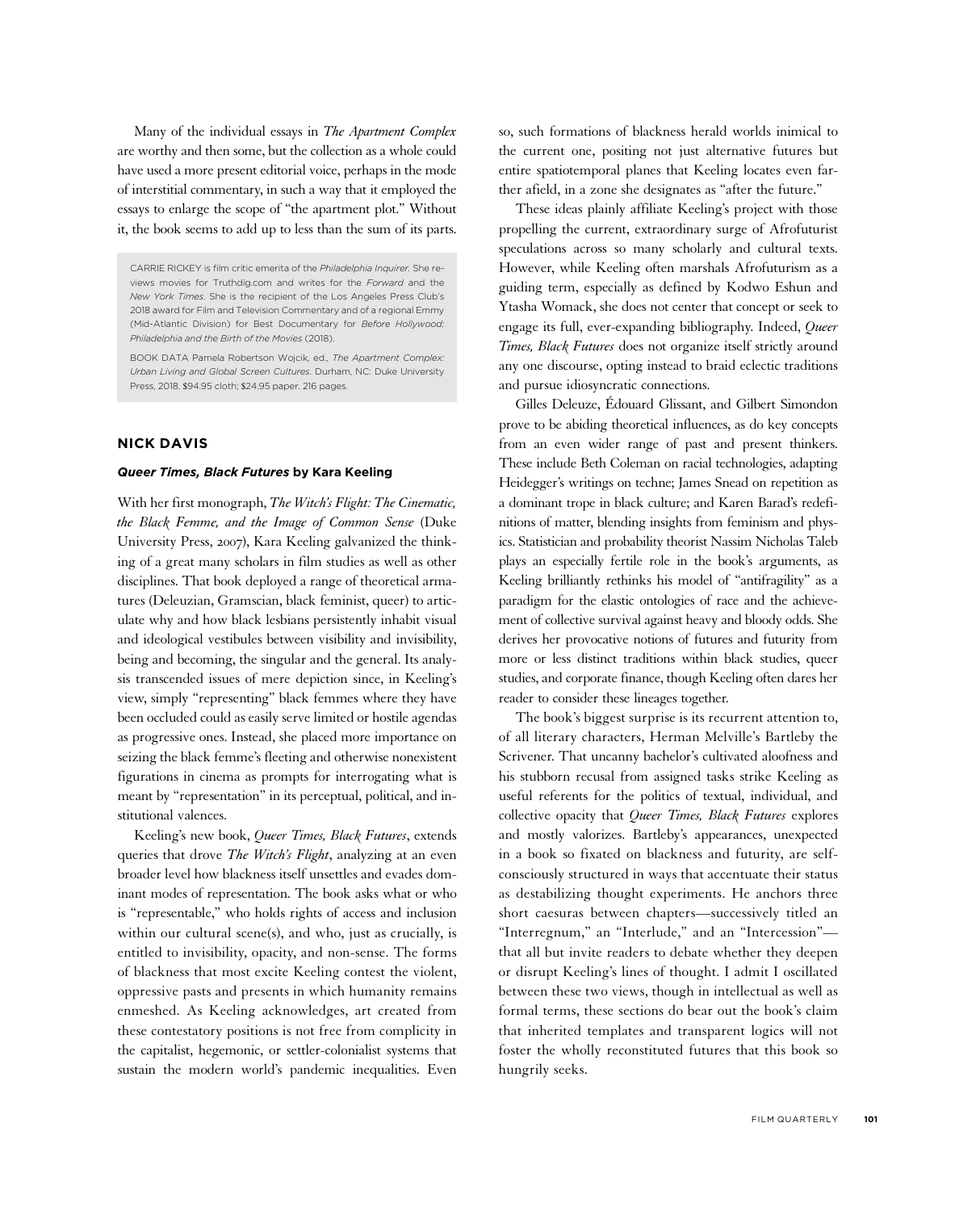Many of the individual essays in *The Apartment Complex* are worthy and then some, but the collection as a whole could have used a more present editorial voice, perhaps in the mode of interstitial commentary, in such a way that it employed the essays to enlarge the scope of "the apartment plot." Without it, the book seems to add up to less than the sum of its parts.

CARRIE RICKEY is film critic emerita of the *Philadelphia Inquirer*. She reviews movies for Truthdig.com and writes for the *Forward* and the *New York Times*. She is the recipient of the Los Angeles Press Club's 2018 award for Film and Television Commentary and of a regional Emmy (Mid-Atlantic Division) for Best Documentary for *Before Hollywood: Philadelphia and the Birth of the Movies* (2018).

BOOK DATA Pamela Robertson Wojcik, ed., *The Apartment Complex: Urban Living and Global Screen Cultures*. Durham, NC: Duke University Press, 2018. $94.95 cloth; $24.95 paper. 216 pages.

## NICK DAVIS

### *Queer Times, Black Futures* by Kara Keeling

With her first monograph, *The Witch's Flight: The Cinematic, the Black Femme, and the Image of Common Sense* (Duke University Press, 2007), Kara Keeling galvanized the thinking of a great many scholars in film studies as well as other disciplines. That book deployed a range of theoretical armatures (Deleuzian, Gramscian, black feminist, queer) to articulate why and how black lesbians persistently inhabit visual and ideological vestibules between visibility and invisibility, being and becoming, the singular and the general. Its analysis transcended issues of mere depiction since, in Keeling's view, simply "representing" black femmes where they have been occluded could as easily serve limited or hostile agendas as progressive ones. Instead, she placed more importance on seizing the black femme's fleeting and otherwise nonexistent figurations in cinema as prompts for interrogating what is meant by "representation" in its perceptual, political, and institutional valences.

Keeling's new book, *Queer Times, Black Futures*, extends queries that drove *The Witch's Flight*, analyzing at an even broader level how blackness itself unsettles and evades dominant modes of representation. The book asks what or who is "representable," who holds rights of access and inclusion within our cultural scene(s), and who, just as crucially, is entitled to invisibility, opacity, and non-sense. The forms of blackness that most excite Keeling contest the violent, oppressive pasts and presents in which humanity remains enmeshed. As Keeling acknowledges, art created from these contestatory positions is not free from complicity in the capitalist, hegemonic, or settler-colonialist systems that sustain the modern world's pandemic inequalities. Even so, such formations of blackness herald worlds inimical to the current one, positing not just alternative futures but entire spatiotemporal planes that Keeling locates even farther afield, in a zone she designates as "after the future."

These ideas plainly affiliate Keeling's project with those propelling the current, extraordinary surge of Afrofuturist speculations across so many scholarly and cultural texts. However, while Keeling often marshals Afrofuturism as a guiding term, especially as defined by Kodwo Eshun and Ytasha Womack, she does not center that concept or seek to engage its full, ever-expanding bibliography. Indeed, *Queer Times, Black Futures* does not organize itself strictly around any one discourse, opting instead to braid eclectic traditions and pursue idiosyncratic connections.

Gilles Deleuze, Édouard Glissant, and Gilbert Simondon prove to be abiding theoretical influences, as do key concepts from an even wider range of past and present thinkers. These include Beth Coleman on racial technologies, adapting Heidegger's writings on techne; James Snead on repetition as a dominant trope in black culture; and Karen Barad's redefinitions of matter, blending insights from feminism and physics. Statistician and probability theorist Nassim Nicholas Taleb plays an especially fertile role in the book's arguments, as Keeling brilliantly rethinks his model of "antifragility" as a paradigm for the elastic ontologies of race and the achievement of collective survival against heavy and bloody odds. She derives her provocative notions of futures and futurity from more or less distinct traditions within black studies, queer studies, and corporate finance, though Keeling often dares her reader to consider these lineages together.

The book's biggest surprise is its recurrent attention to, of all literary characters, Herman Melville's Bartleby the Scrivener. That uncanny bachelor's cultivated aloofness and his stubborn recusal from assigned tasks strike Keeling as useful referents for the politics of textual, individual, and collective opacity that *Queer Times, Black Futures* explores and mostly valorizes. Bartleby's appearances, unexpected in a book so fixated on blackness and futurity, are self-consciously structured in ways that accentuate their status as destabilizing thought experiments. He anchors three short caesuras between chapters—successively titled an "Interregnum," an "Interlude," and an "Intercession"—that all but invite readers to debate whether they deepen or disrupt Keeling's lines of thought. I admit I oscillated between these two views, though in intellectual as well as formal terms, these sections do bear out the book's claim that inherited templates and transparent logics will not foster the wholly reconstituted futures that this book so hungrily seeks.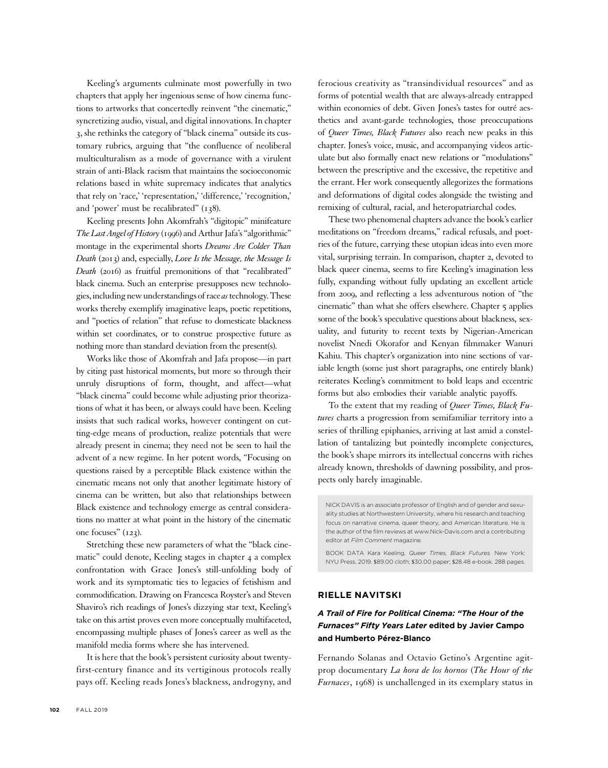Keeling's arguments culminate most powerfully in two chapters that apply her ingenious sense of how cinema functions to artworks that concertedly reinvent "the cinematic," syncretizing audio, visual, and digital innovations. In chapter 3, she rethinks the category of "black cinema" outside its customary rubrics, arguing that "the confluence of neoliberal multiculturalism as a mode of governance with a virulent strain of anti-Black racism that maintains the socioeconomic relations based in white supremacy indicates that analytics that rely on 'race,' 'representation,' 'difference,' 'recognition,' and 'power' must be recalibrated" (138).

Keeling presents John Akomfrah's "digitopic" minifeature *The Last Angel of History* (1996) and Arthur Jafa's "algorithmic" montage in the experimental shorts *Dreams Are Colder Than Death* (2013) and, especially, *Love Is the Message, the Message Is Death* (2016) as fruitful premonitions of that "recalibrated" black cinema. Such an enterprise presupposes new technologies, including new understandings of race *as* technology. These works thereby exemplify imaginative leaps, poetic repetitions, and "poetics of relation" that refuse to domesticate blackness within set coordinates, or to construe prospective future as nothing more than standard deviation from the present(s).

Works like those of Akomfrah and Jafa propose—in part by citing past historical moments, but more so through their unruly disruptions of form, thought, and affect—what "black cinema" could become while adjusting prior theorizations of what it has been, or always could have been. Keeling insists that such radical works, however contingent on cutting-edge means of production, realize potentials that were already present in cinema; they need not be seen to hail the advent of a new regime. In her potent words, "Focusing on questions raised by a perceptible Black existence within the cinematic means not only that another legitimate history of cinema can be written, but also that relationships between Black existence and technology emerge as central considerations no matter at what point in the history of the cinematic one focuses" (123).

Stretching these new parameters of what the "black cinematic" could denote, Keeling stages in chapter 4 a complex confrontation with Grace Jones's still-unfolding body of work and its symptomatic ties to legacies of fetishism and commodification. Drawing on Francesca Royster's and Steven Shaviro's rich readings of Jones's dizzying star text, Keeling's take on this artist proves even more conceptually multifaceted, encompassing multiple phases of Jones's career as well as the manifold media forms where she has intervened.

It is here that the book's persistent curiosity about twenty-first-century finance and its vertiginous protocols really pays off. Keeling reads Jones's blackness, androgyny, and ferocious creativity as "transindividual resources" and as forms of potential wealth that are always-already entrapped within economies of debt. Given Jones's tastes for outré aesthetics and avant-garde technologies, those preoccupations of *Queer Times, Black Futures* also reach new peaks in this chapter. Jones's voice, music, and accompanying videos articulate but also formally enact new relations or "modulations" between the prescriptive and the excessive, the repetitive and the errant. Her work consequently allegorizes the formations and deformations of digital codes alongside the twisting and remixing of cultural, racial, and heteropatriarchal codes.

These two phenomenal chapters advance the book's earlier meditations on "freedom dreams," radical refusals, and poetries of the future, carrying these utopian ideas into even more vital, surprising terrain. In comparison, chapter 2, devoted to black queer cinema, seems to fire Keeling's imagination less fully, expanding without fully updating an excellent article from 2009, and reflecting a less adventurous notion of "the cinematic" than what she offers elsewhere. Chapter 5 applies some of the book's speculative questions about blackness, sexuality, and futurity to recent texts by Nigerian-American novelist Nnedi Okorafor and Kenyan filmmaker Wanuri Kahiu. This chapter's organization into nine sections of variable length (some just short paragraphs, one entirely blank) reiterates Keeling's commitment to bold leaps and eccentric forms but also embodies their variable analytic payoffs.

To the extent that my reading of *Queer Times, Black Futures* charts a progression from semifamiliar territory into a series of thrilling epiphanies, arriving at last amid a constellation of tantalizing but pointedly incomplete conjectures, the book's shape mirrors its intellectual concerns with riches already known, thresholds of dawning possibility, and prospects only barely imaginable.

NICK DAVIS is an associate professor of English and of gender and sexuality studies at Northwestern University, where his research and teaching focus on narrative cinema, queer theory, and American literature. He is the author of the film reviews at www.Nick-Davis.com and a contributing editor at *Film Comment* magazine.

BOOK DATA Kara Keeling, *Queer Times, Black Futures*. New York: NYU Press, 2019. $89.00 cloth; $30.00 paper; $28.48 e-book. 288 pages.

## RIELLE NAVITSKI

### *A Trail of Fire for Political Cinema: "The Hour of the Furnaces" Fifty Years Later* edited by Javier Campo and Humberto Pérez-Blanco

Fernando Solanas and Octavio Getino's Argentine agit-prop documentary *La hora de los hornos* (*The Hour of the Furnaces*, 1968) is unchallenged in its exemplary status in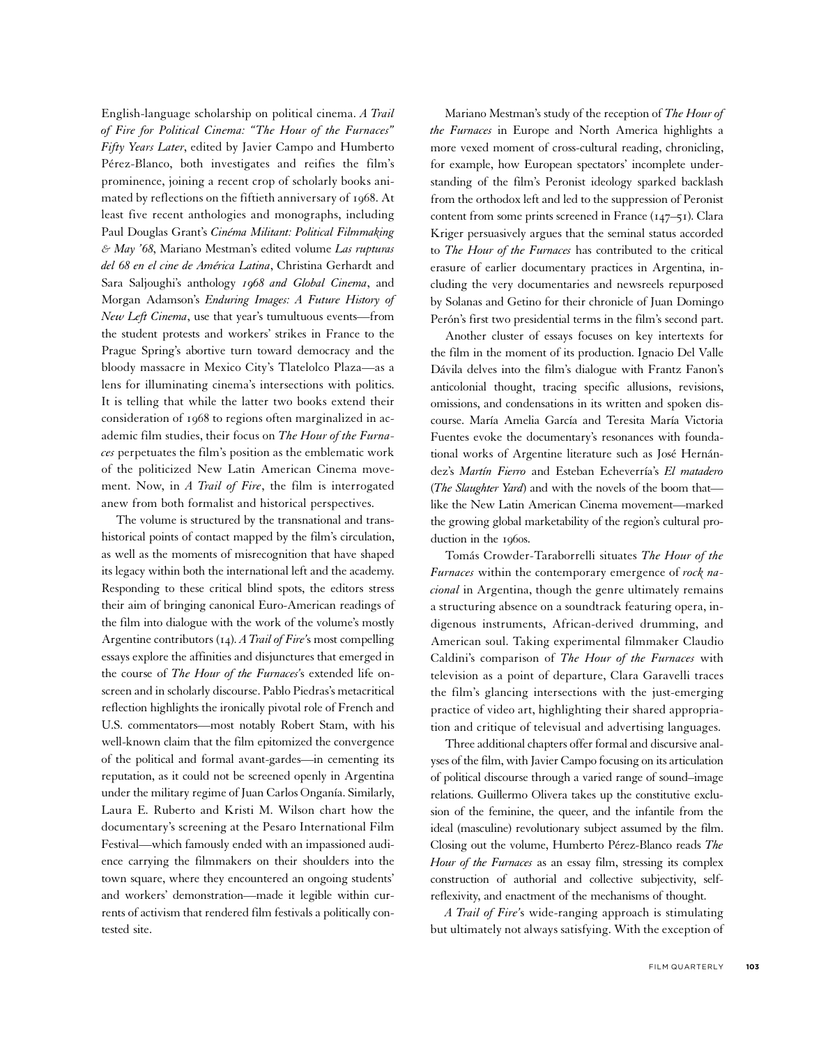English-language scholarship on political cinema. *A Trail of Fire for Political Cinema: "The Hour of the Furnaces" Fifty Years Later*, edited by Javier Campo and Humberto Pérez-Blanco, both investigates and reifies the film's prominence, joining a recent crop of scholarly books animated by reflections on the fiftieth anniversary of 1968. At least five recent anthologies and monographs, including Paul Douglas Grant's *Cinéma Militant: Political Filmmaking & May '68*, Mariano Mestman's edited volume *Las rupturas del 68 en el cine de América Latina*, Christina Gerhardt and Sara Saljoughi's anthology *1968 and Global Cinema*, and Morgan Adamson's *Enduring Images: A Future History of New Left Cinema*, use that year's tumultuous events—from the student protests and workers' strikes in France to the Prague Spring's abortive turn toward democracy and the bloody massacre in Mexico City's Tlatelolco Plaza—as a lens for illuminating cinema's intersections with politics. It is telling that while the latter two books extend their consideration of 1968 to regions often marginalized in academic film studies, their focus on *The Hour of the Furnaces* perpetuates the film's position as the emblematic work of the politicized New Latin American Cinema movement. Now, in *A Trail of Fire*, the film is interrogated anew from both formalist and historical perspectives.

The volume is structured by the transnational and transhistorical points of contact mapped by the film's circulation, as well as the moments of misrecognition that have shaped its legacy within both the international left and the academy. Responding to these critical blind spots, the editors stress their aim of bringing canonical Euro-American readings of the film into dialogue with the work of the volume's mostly Argentine contributors (14). *A Trail of Fire*'s most compelling essays explore the affinities and disjunctures that emerged in the course of *The Hour of the Furnaces*'s extended life onscreen and in scholarly discourse. Pablo Piedras's metacritical reflection highlights the ironically pivotal role of French and U.S. commentators—most notably Robert Stam, with his well-known claim that the film epitomized the convergence of the political and formal avant-gardes—in cementing its reputation, as it could not be screened openly in Argentina under the military regime of Juan Carlos Onganía. Similarly, Laura E. Ruberto and Kristi M. Wilson chart how the documentary's screening at the Pesaro International Film Festival—which famously ended with an impassioned audience carrying the filmmakers on their shoulders into the town square, where they encountered an ongoing students' and workers' demonstration—made it legible within currents of activism that rendered film festivals a politically contested site.

Mariano Mestman's study of the reception of *The Hour of the Furnaces* in Europe and North America highlights a more vexed moment of cross-cultural reading, chronicling, for example, how European spectators' incomplete understanding of the film's Peronist ideology sparked backlash from the orthodox left and led to the suppression of Peronist content from some prints screened in France (147–51). Clara Kriger persuasively argues that the seminal status accorded to *The Hour of the Furnaces* has contributed to the critical erasure of earlier documentary practices in Argentina, including the very documentaries and newsreels repurposed by Solanas and Getino for their chronicle of Juan Domingo Perón's first two presidential terms in the film's second part.

Another cluster of essays focuses on key intertexts for the film in the moment of its production. Ignacio Del Valle Dávila delves into the film's dialogue with Frantz Fanon's anticolonial thought, tracing specific allusions, revisions, omissions, and condensations in its written and spoken discourse. María Amelia García and Teresita María Victoria Fuentes evoke the documentary's resonances with foundational works of Argentine literature such as José Hernández's *Martín Fierro* and Esteban Echeverría's *El matadero* (*The Slaughter Yard*) and with the novels of the boom that—like the New Latin American Cinema movement—marked the growing global marketability of the region's cultural production in the 1960s.

Tomás Crowder-Taraborrelli situates *The Hour of the Furnaces* within the contemporary emergence of *rock nacional* in Argentina, though the genre ultimately remains a structuring absence on a soundtrack featuring opera, indigenous instruments, African-derived drumming, and American soul. Taking experimental filmmaker Claudio Caldini's comparison of *The Hour of the Furnaces* with television as a point of departure, Clara Garavelli traces the film's glancing intersections with the just-emerging practice of video art, highlighting their shared appropriation and critique of televisual and advertising languages.

Three additional chapters offer formal and discursive analyses of the film, with Javier Campo focusing on its articulation of political discourse through a varied range of sound–image relations. Guillermo Olivera takes up the constitutive exclusion of the feminine, the queer, and the infantile from the ideal (masculine) revolutionary subject assumed by the film. Closing out the volume, Humberto Pérez-Blanco reads *The Hour of the Furnaces* as an essay film, stressing its complex construction of authorial and collective subjectivity, self-reflexivity, and enactment of the mechanisms of thought.

*A Trail of Fire*'s wide-ranging approach is stimulating but ultimately not always satisfying. With the exception of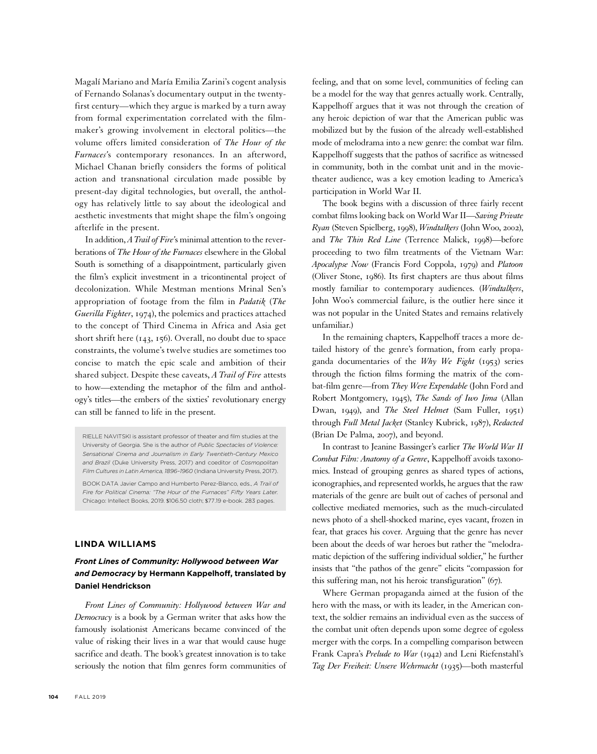Magalí Mariano and María Emilia Zarini's cogent analysis of Fernando Solanas's documentary output in the twenty-first century—which they argue is marked by a turn away from formal experimentation correlated with the filmmaker's growing involvement in electoral politics—the volume offers limited consideration of *The Hour of the Furnaces*'s contemporary resonances. In an afterword, Michael Chanan briefly considers the forms of political action and transnational circulation made possible by present-day digital technologies, but overall, the anthology has relatively little to say about the ideological and aesthetic investments that might shape the film's ongoing afterlife in the present.

In addition, *A Trail of Fire*'s minimal attention to the reverberations of *The Hour of the Furnaces* elsewhere in the Global South is something of a disappointment, particularly given the film's explicit investment in a tricontinental project of decolonization. While Mestman mentions Mrinal Sen's appropriation of footage from the film in *Padatik* (*The Guerilla Fighter*, 1974), the polemics and practices attached to the concept of Third Cinema in Africa and Asia get short shrift here (143, 156). Overall, no doubt due to space constraints, the volume's twelve studies are sometimes too concise to match the epic scale and ambition of their shared subject. Despite these caveats, *A Trail of Fire* attests to how—extending the metaphor of the film and anthology's titles—the embers of the sixties' revolutionary energy can still be fanned to life in the present.

RIELLE NAVITSKI is assistant professor of theater and film studies at the University of Georgia. She is the author of *Public Spectacles of Violence: Sensational Cinema and Journalism in Early Twentieth-Century Mexico and Brazil* (Duke University Press, 2017) and coeditor of *Cosmopolitan Film Cultures in Latin America, 1896–1960* (Indiana University Press, 2017).

BOOK DATA Javier Campo and Humberto Perez-Blanco, eds., *A Trail of Fire for Political Cinema: "The Hour of the Furnaces" Fifty Years Later.* Chicago: Intellect Books, 2019. $106.50 cloth; $77.19 e-book. 283 pages.

## LINDA WILLIAMS

### *Front Lines of Community: Hollywood between War and Democracy* by Hermann Kappelhoff, translated by Daniel Hendrickson

*Front Lines of Community: Hollywood between War and Democracy* is a book by a German writer that asks how the famously isolationist Americans became convinced of the value of risking their lives in a war that would cause huge sacrifice and death. The book's greatest innovation is to take seriously the notion that film genres form communities of feeling, and that on some level, communities of feeling can be a model for the way that genres actually work. Centrally, Kappelhoff argues that it was not through the creation of any heroic depiction of war that the American public was mobilized but by the fusion of the already well-established mode of melodrama into a new genre: the combat war film. Kappelhoff suggests that the pathos of sacrifice as witnessed in community, both in the combat unit and in the movie-theater audience, was a key emotion leading to America's participation in World War II.

The book begins with a discussion of three fairly recent combat films looking back on World War II—*Saving Private Ryan* (Steven Spielberg, 1998), *Windtalkers* (John Woo, 2002), and *The Thin Red Line* (Terrence Malick, 1998)—before proceeding to two film treatments of the Vietnam War: *Apocalypse Now* (Francis Ford Coppola, 1979) and *Platoon* (Oliver Stone, 1986). Its first chapters are thus about films mostly familiar to contemporary audiences. (*Windtalkers*, John Woo's commercial failure, is the outlier here since it was not popular in the United States and remains relatively unfamiliar.)

In the remaining chapters, Kappelhoff traces a more detailed history of the genre's formation, from early propaganda documentaries of the *Why We Fight* (1953) series through the fiction films forming the matrix of the combat-film genre—from *They Were Expendable* (John Ford and Robert Montgomery, 1945), *The Sands of Iwo Jima* (Allan Dwan, 1949), and *The Steel Helmet* (Sam Fuller, 1951) through *Full Metal Jacket* (Stanley Kubrick, 1987), *Redacted* (Brian De Palma, 2007), and beyond.

In contrast to Jeanine Bassinger's earlier *The World War II Combat Film: Anatomy of a Genre*, Kappelhoff avoids taxonomies. Instead of grouping genres as shared types of actions, iconographies, and represented worlds, he argues that the raw materials of the genre are built out of caches of personal and collective mediated memories, such as the much-circulated news photo of a shell-shocked marine, eyes vacant, frozen in fear, that graces his cover. Arguing that the genre has never been about the deeds of war heroes but rather the "melodramatic depiction of the suffering individual soldier," he further insists that "the pathos of the genre" elicits "compassion for this suffering man, not his heroic transfiguration" (67).

Where German propaganda aimed at the fusion of the hero with the mass, or with its leader, in the American context, the soldier remains an individual even as the success of the combat unit often depends upon some degree of egoless merger with the corps. In a compelling comparison between Frank Capra's *Prelude to War* (1942) and Leni Riefenstahl's *Tag Der Freiheit: Unsere Wehrmacht* (1935)—both masterful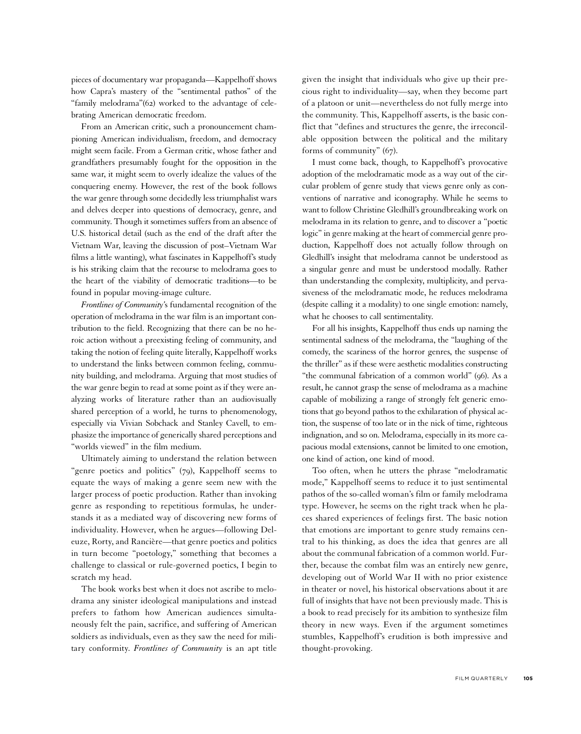pieces of documentary war propaganda—Kappelhoff shows how Capra's mastery of the "sentimental pathos" of the "family melodrama"(62) worked to the advantage of celebrating American democratic freedom.

From an American critic, such a pronouncement championing American individualism, freedom, and democracy might seem facile. From a German critic, whose father and grandfathers presumably fought for the opposition in the same war, it might seem to overly idealize the values of the conquering enemy. However, the rest of the book follows the war genre through some decidedly less triumphalist wars and delves deeper into questions of democracy, genre, and community. Though it sometimes suffers from an absence of U.S. historical detail (such as the end of the draft after the Vietnam War, leaving the discussion of post–Vietnam War films a little wanting), what fascinates in Kappelhoff's study is his striking claim that the recourse to melodrama goes to the heart of the viability of democratic traditions—to be found in popular moving-image culture.

*Frontlines of Community's* fundamental recognition of the operation of melodrama in the war film is an important contribution to the field. Recognizing that there can be no heroic action without a preexisting feeling of community, and taking the notion of feeling quite literally, Kappelhoff works to understand the links between common feeling, community building, and melodrama. Arguing that most studies of the war genre begin to read at some point as if they were analyzing works of literature rather than an audiovisually shared perception of a world, he turns to phenomenology, especially via Vivian Sobchack and Stanley Cavell, to emphasize the importance of generically shared perceptions and "worlds viewed" in the film medium.

Ultimately aiming to understand the relation between "genre poetics and politics" (79), Kappelhoff seems to equate the ways of making a genre seem new with the larger process of poetic production. Rather than invoking genre as responding to repetitious formulas, he understands it as a mediated way of discovering new forms of individuality. However, when he argues—following Deleuze, Rorty, and Rancière—that genre poetics and politics in turn become "poetology," something that becomes a challenge to classical or rule-governed poetics, I begin to scratch my head.

The book works best when it does not ascribe to melodrama any sinister ideological manipulations and instead prefers to fathom how American audiences simultaneously felt the pain, sacrifice, and suffering of American soldiers as individuals, even as they saw the need for military conformity. *Frontlines of Community* is an apt title given the insight that individuals who give up their precious right to individuality—say, when they become part of a platoon or unit—nevertheless do not fully merge into the community. This, Kappelhoff asserts, is the basic conflict that "defines and structures the genre, the irreconcilable opposition between the political and the military forms of community" (67).

I must come back, though, to Kappelhoff's provocative adoption of the melodramatic mode as a way out of the circular problem of genre study that views genre only as conventions of narrative and iconography. While he seems to want to follow Christine Gledhill's groundbreaking work on melodrama in its relation to genre, and to discover a "poetic logic" in genre making at the heart of commercial genre production, Kappelhoff does not actually follow through on Gledhill's insight that melodrama cannot be understood as a singular genre and must be understood modally. Rather than understanding the complexity, multiplicity, and pervasiveness of the melodramatic mode, he reduces melodrama (despite calling it a modality) to one single emotion: namely, what he chooses to call sentimentality.

For all his insights, Kappelhoff thus ends up naming the sentimental sadness of the melodrama, the "laughing of the comedy, the scariness of the horror genres, the suspense of the thriller" as if these were aesthetic modalities constructing "the communal fabrication of a common world" (96). As a result, he cannot grasp the sense of melodrama as a machine capable of mobilizing a range of strongly felt generic emotions that go beyond pathos to the exhilaration of physical action, the suspense of too late or in the nick of time, righteous indignation, and so on. Melodrama, especially in its more capacious modal extensions, cannot be limited to one emotion, one kind of action, one kind of mood.

Too often, when he utters the phrase "melodramatic mode," Kappelhoff seems to reduce it to just sentimental pathos of the so-called woman's film or family melodrama type. However, he seems on the right track when he places shared experiences of feelings first. The basic notion that emotions are important to genre study remains central to his thinking, as does the idea that genres are all about the communal fabrication of a common world. Further, because the combat film was an entirely new genre, developing out of World War II with no prior existence in theater or novel, his historical observations about it are full of insights that have not been previously made. This is a book to read precisely for its ambition to synthesize film theory in new ways. Even if the argument sometimes stumbles, Kappelhoff's erudition is both impressive and thought-provoking.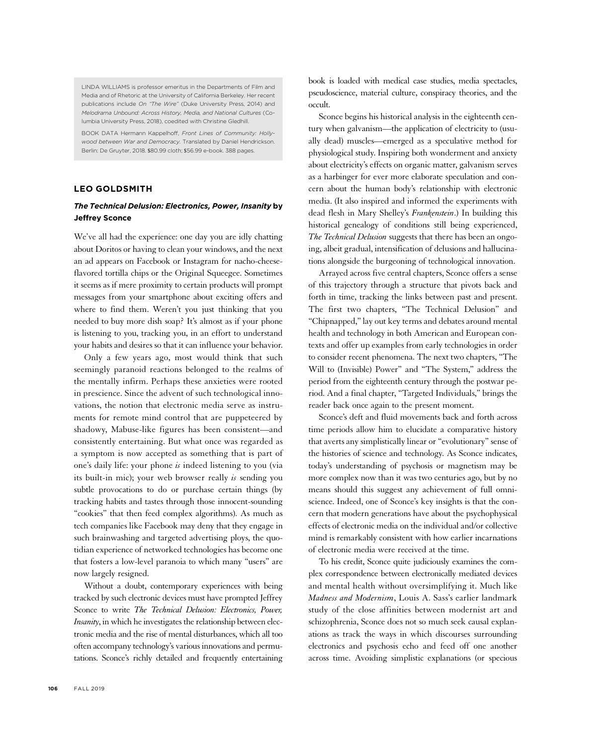LINDA WILLIAMS is professor emeritus in the Departments of Film and Media and of Rhetoric at the University of California Berkeley. Her recent publications include *On "The Wire"* (Duke University Press, 2014) and *Melodrama Unbound: Across History, Media, and National Cultures* (Columbia University Press, 2018), coedited with Christine Gledhill.

BOOK DATA Hermann Kappelhoff, *Front Lines of Community: Hollywood between War and Democracy*. Translated by Daniel Hendrickson. Berlin: De Gruyter, 2018. $80.99 cloth; $56.99 e-book. 388 pages.

## LEO GOLDSMITH

### *The Technical Delusion: Electronics, Power, Insanity* by Jeffrey Sconce

We've all had the experience: one day you are idly chatting about Doritos or having to clean your windows, and the next an ad appears on Facebook or Instagram for nacho-cheese-flavored tortilla chips or the Original Squeegee. Sometimes it seems as if mere proximity to certain products will prompt messages from your smartphone about exciting offers and where to find them. Weren't you just thinking that you needed to buy more dish soap? It's almost as if your phone is listening to you, tracking you, in an effort to understand your habits and desires so that it can influence your behavior.

Only a few years ago, most would think that such seemingly paranoid reactions belonged to the realms of the mentally infirm. Perhaps these anxieties were rooted in prescience. Since the advent of such technological innovations, the notion that electronic media serve as instruments for remote mind control that are puppeteered by shadowy, Mabuse-like figures has been consistent—and consistently entertaining. But what once was regarded as a symptom is now accepted as something that is part of one's daily life: your phone *is* indeed listening to you (via its built-in mic); your web browser really *is* sending you subtle provocations to do or purchase certain things (by tracking habits and tastes through those innocent-sounding "cookies" that then feed complex algorithms). As much as tech companies like Facebook may deny that they engage in such brainwashing and targeted advertising ploys, the quotidian experience of networked technologies has become one that fosters a low-level paranoia to which many "users" are now largely resigned.

Without a doubt, contemporary experiences with being tracked by such electronic devices must have prompted Jeffrey Sconce to write *The Technical Delusion: Electronics, Power, Insanity*, in which he investigates the relationship between electronic media and the rise of mental disturbances, which all too often accompany technology's various innovations and permutations. Sconce's richly detailed and frequently entertaining book is loaded with medical case studies, media spectacles, pseudoscience, material culture, conspiracy theories, and the occult.

Sconce begins his historical analysis in the eighteenth century when galvanism—the application of electricity to (usually dead) muscles—emerged as a speculative method for physiological study. Inspiring both wonderment and anxiety about electricity's effects on organic matter, galvanism serves as a harbinger for ever more elaborate speculation and concern about the human body's relationship with electronic media. (It also inspired and informed the experiments with dead flesh in Mary Shelley's *Frankenstein*.) In building this historical genealogy of conditions still being experienced, *The Technical Delusion* suggests that there has been an ongoing, albeit gradual, intensification of delusions and hallucinations alongside the burgeoning of technological innovation.

Arrayed across five central chapters, Sconce offers a sense of this trajectory through a structure that pivots back and forth in time, tracking the links between past and present. The first two chapters, "The Technical Delusion" and "Chipnapped," lay out key terms and debates around mental health and technology in both American and European contexts and offer up examples from early technologies in order to consider recent phenomena. The next two chapters, "The Will to (Invisible) Power" and "The System," address the period from the eighteenth century through the postwar period. And a final chapter, "Targeted Individuals," brings the reader back once again to the present moment.

Sconce's deft and fluid movements back and forth across time periods allow him to elucidate a comparative history that averts any simplistically linear or "evolutionary" sense of the histories of science and technology. As Sconce indicates, today's understanding of psychosis or magnetism may be more complex now than it was two centuries ago, but by no means should this suggest any achievement of full omniscience. Indeed, one of Sconce's key insights is that the concern that modern generations have about the psychophysical effects of electronic media on the individual and/or collective mind is remarkably consistent with how earlier incarnations of electronic media were received at the time.

To his credit, Sconce quite judiciously examines the complex correspondence between electronically mediated devices and mental health without oversimplifying it. Much like *Madness and Modernism*, Louis A. Sass's earlier landmark study of the close affinities between modernist art and schizophrenia, Sconce does not so much seek causal explanations as track the ways in which discourses surrounding electronics and psychosis echo and feed off one another across time. Avoiding simplistic explanations (or specious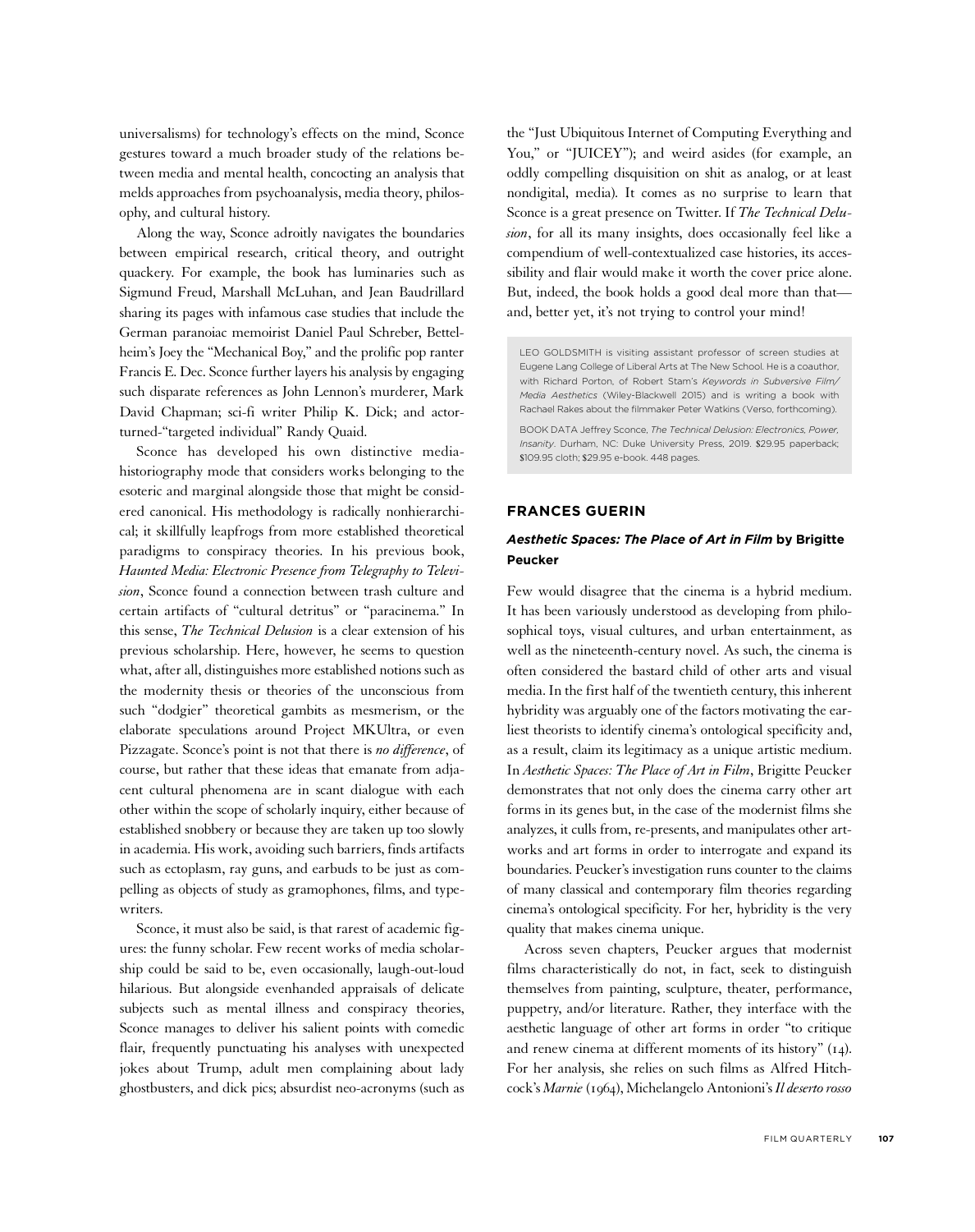universalisms) for technology's effects on the mind, Sconce gestures toward a much broader study of the relations between media and mental health, concocting an analysis that melds approaches from psychoanalysis, media theory, philosophy, and cultural history.

Along the way, Sconce adroitly navigates the boundaries between empirical research, critical theory, and outright quackery. For example, the book has luminaries such as Sigmund Freud, Marshall McLuhan, and Jean Baudrillard sharing its pages with infamous case studies that include the German paranoiac memoirist Daniel Paul Schreber, Bettelheim's Joey the "Mechanical Boy," and the prolific pop ranter Francis E. Dec. Sconce further layers his analysis by engaging such disparate references as John Lennon's murderer, Mark David Chapman; sci-fi writer Philip K. Dick; and actor-turned-"targeted individual" Randy Quaid.

Sconce has developed his own distinctive media-historiography mode that considers works belonging to the esoteric and marginal alongside those that might be considered canonical. His methodology is radically nonhierarchical; it skillfully leapfrogs from more established theoretical paradigms to conspiracy theories. In his previous book, *Haunted Media: Electronic Presence from Telegraphy to Television*, Sconce found a connection between trash culture and certain artifacts of "cultural detritus" or "paracinema." In this sense, *The Technical Delusion* is a clear extension of his previous scholarship. Here, however, he seems to question what, after all, distinguishes more established notions such as the modernity thesis or theories of the unconscious from such "dodgier" theoretical gambits as mesmerism, or the elaborate speculations around Project MKUltra, or even Pizzagate. Sconce's point is not that there is *no difference*, of course, but rather that these ideas that emanate from adjacent cultural phenomena are in scant dialogue with each other within the scope of scholarly inquiry, either because of established snobbery or because they are taken up too slowly in academia. His work, avoiding such barriers, finds artifacts such as ectoplasm, ray guns, and earbuds to be just as compelling as objects of study as gramophones, films, and typewriters.

Sconce, it must also be said, is that rarest of academic figures: the funny scholar. Few recent works of media scholarship could be said to be, even occasionally, laugh-out-loud hilarious. But alongside evenhanded appraisals of delicate subjects such as mental illness and conspiracy theories, Sconce manages to deliver his salient points with comedic flair, frequently punctuating his analyses with unexpected jokes about Trump, adult men complaining about lady ghostbusters, and dick pics; absurdist neo-acronyms (such as the "Just Ubiquitous Internet of Computing Everything and You," or "JUICEY"); and weird asides (for example, an oddly compelling disquisition on shit as analog, or at least nondigital, media). It comes as no surprise to learn that Sconce is a great presence on Twitter. If *The Technical Delusion*, for all its many insights, does occasionally feel like a compendium of well-contextualized case histories, its accessibility and flair would make it worth the cover price alone. But, indeed, the book holds a good deal more than that—and, better yet, it's not trying to control your mind!

LEO GOLDSMITH is visiting assistant professor of screen studies at Eugene Lang College of Liberal Arts at The New School. He is a coauthor, with Richard Porton, of Robert Stam's *Keywords in Subversive Film/Media Aesthetics* (Wiley-Blackwell 2015) and is writing a book with Rachael Rakes about the filmmaker Peter Watkins (Verso, forthcoming).

BOOK DATA Jeffrey Sconce, *The Technical Delusion: Electronics, Power, Insanity*. Durham, NC: Duke University Press, 2019. $29.95 paperback; $109.95 cloth; $29.95 e-book. 448 pages.

## FRANCES GUERIN

### *Aesthetic Spaces: The Place of Art in Film* by Brigitte Peucker

Few would disagree that the cinema is a hybrid medium. It has been variously understood as developing from philosophical toys, visual cultures, and urban entertainment, as well as the nineteenth-century novel. As such, the cinema is often considered the bastard child of other arts and visual media. In the first half of the twentieth century, this inherent hybridity was arguably one of the factors motivating the earliest theorists to identify cinema's ontological specificity and, as a result, claim its legitimacy as a unique artistic medium. In *Aesthetic Spaces: The Place of Art in Film*, Brigitte Peucker demonstrates that not only does the cinema carry other art forms in its genes but, in the case of the modernist films she analyzes, it culls from, re-presents, and manipulates other artworks and art forms in order to interrogate and expand its boundaries. Peucker's investigation runs counter to the claims of many classical and contemporary film theories regarding cinema's ontological specificity. For her, hybridity is the very quality that makes cinema unique.

Across seven chapters, Peucker argues that modernist films characteristically do not, in fact, seek to distinguish themselves from painting, sculpture, theater, performance, puppetry, and/or literature. Rather, they interface with the aesthetic language of other art forms in order "to critique and renew cinema at different moments of its history" (14). For her analysis, she relies on such films as Alfred Hitchcock's *Marnie* (1964), Michelangelo Antonioni's *Il deserto rosso*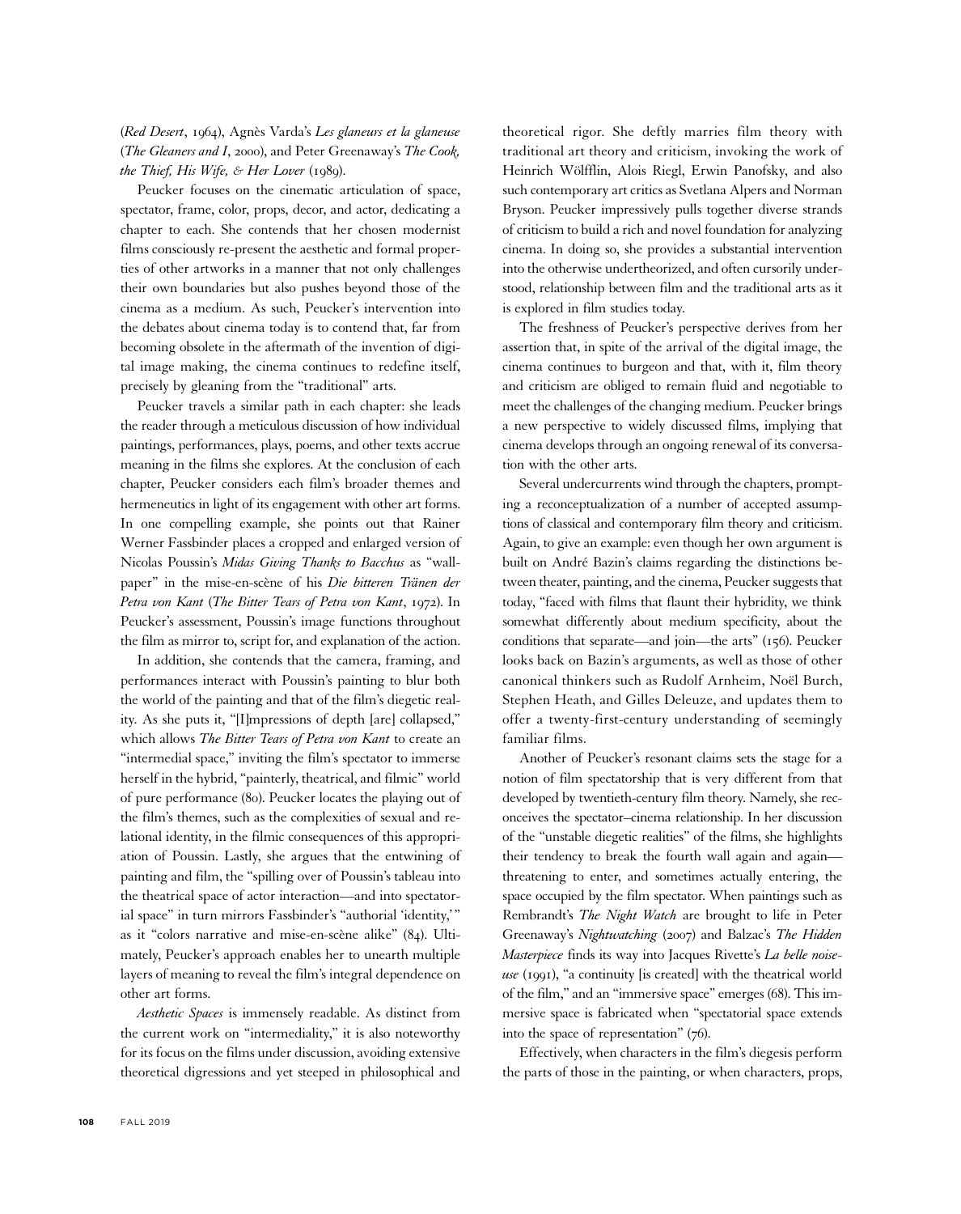(*Red Desert*, 1964), Agnès Varda's *Les glaneurs et la glaneuse* (*The Gleaners and I*, 2000), and Peter Greenaway's *The Cook, the Thief, His Wife, & Her Lover* (1989).

Peucker focuses on the cinematic articulation of space, spectator, frame, color, props, decor, and actor, dedicating a chapter to each. She contends that her chosen modernist films consciously re-present the aesthetic and formal properties of other artworks in a manner that not only challenges their own boundaries but also pushes beyond those of the cinema as a medium. As such, Peucker's intervention into the debates about cinema today is to contend that, far from becoming obsolete in the aftermath of the invention of digital image making, the cinema continues to redefine itself, precisely by gleaning from the "traditional" arts.

Peucker travels a similar path in each chapter: she leads the reader through a meticulous discussion of how individual paintings, performances, plays, poems, and other texts accrue meaning in the films she explores. At the conclusion of each chapter, Peucker considers each film's broader themes and hermeneutics in light of its engagement with other art forms. In one compelling example, she points out that Rainer Werner Fassbinder places a cropped and enlarged version of Nicolas Poussin's *Midas Giving Thanks to Bacchus* as "wallpaper" in the mise-en-scène of his *Die bitteren Tränen der Petra von Kant* (*The Bitter Tears of Petra von Kant*, 1972). In Peucker's assessment, Poussin's image functions throughout the film as mirror to, script for, and explanation of the action.

In addition, she contends that the camera, framing, and performances interact with Poussin's painting to blur both the world of the painting and that of the film's diegetic reality. As she puts it, "[I]mpressions of depth [are] collapsed," which allows *The Bitter Tears of Petra von Kant* to create an "intermedial space," inviting the film's spectator to immerse herself in the hybrid, "painterly, theatrical, and filmic" world of pure performance (80). Peucker locates the playing out of the film's themes, such as the complexities of sexual and relational identity, in the filmic consequences of this appropriation of Poussin. Lastly, she argues that the entwining of painting and film, the "spilling over of Poussin's tableau into the theatrical space of actor interaction—and into spectatorial space" in turn mirrors Fassbinder's "authorial 'identity,'" as it "colors narrative and mise-en-scène alike" (84). Ultimately, Peucker's approach enables her to unearth multiple layers of meaning to reveal the film's integral dependence on other art forms.

*Aesthetic Spaces* is immensely readable. As distinct from the current work on "intermediality," it is also noteworthy for its focus on the films under discussion, avoiding extensive theoretical digressions and yet steeped in philosophical and theoretical rigor. She deftly marries film theory with traditional art theory and criticism, invoking the work of Heinrich Wölfflin, Alois Riegl, Erwin Panofsky, and also such contemporary art critics as Svetlana Alpers and Norman Bryson. Peucker impressively pulls together diverse strands of criticism to build a rich and novel foundation for analyzing cinema. In doing so, she provides a substantial intervention into the otherwise undertheorized, and often cursorily understood, relationship between film and the traditional arts as it is explored in film studies today.

The freshness of Peucker's perspective derives from her assertion that, in spite of the arrival of the digital image, the cinema continues to burgeon and that, with it, film theory and criticism are obliged to remain fluid and negotiable to meet the challenges of the changing medium. Peucker brings a new perspective to widely discussed films, implying that cinema develops through an ongoing renewal of its conversation with the other arts.

Several undercurrents wind through the chapters, prompting a reconceptualization of a number of accepted assumptions of classical and contemporary film theory and criticism. Again, to give an example: even though her own argument is built on André Bazin's claims regarding the distinctions between theater, painting, and the cinema, Peucker suggests that today, "faced with films that flaunt their hybridity, we think somewhat differently about medium specificity, about the conditions that separate—and join—the arts" (156). Peucker looks back on Bazin's arguments, as well as those of other canonical thinkers such as Rudolf Arnheim, Noël Burch, Stephen Heath, and Gilles Deleuze, and updates them to offer a twenty-first-century understanding of seemingly familiar films.

Another of Peucker's resonant claims sets the stage for a notion of film spectatorship that is very different from that developed by twentieth-century film theory. Namely, she reconceives the spectator–cinema relationship. In her discussion of the "unstable diegetic realities" of the films, she highlights their tendency to break the fourth wall again and again—threatening to enter, and sometimes actually entering, the space occupied by the film spectator. When paintings such as Rembrandt's *The Night Watch* are brought to life in Peter Greenaway's *Nightwatching* (2007) and Balzac's *The Hidden Masterpiece* finds its way into Jacques Rivette's *La belle noiseuse* (1991), "a continuity [is created] with the theatrical world of the film," and an "immersive space" emerges (68). This immersive space is fabricated when "spectatorial space extends into the space of representation" (76).

Effectively, when characters in the film's diegesis perform the parts of those in the painting, or when characters, props,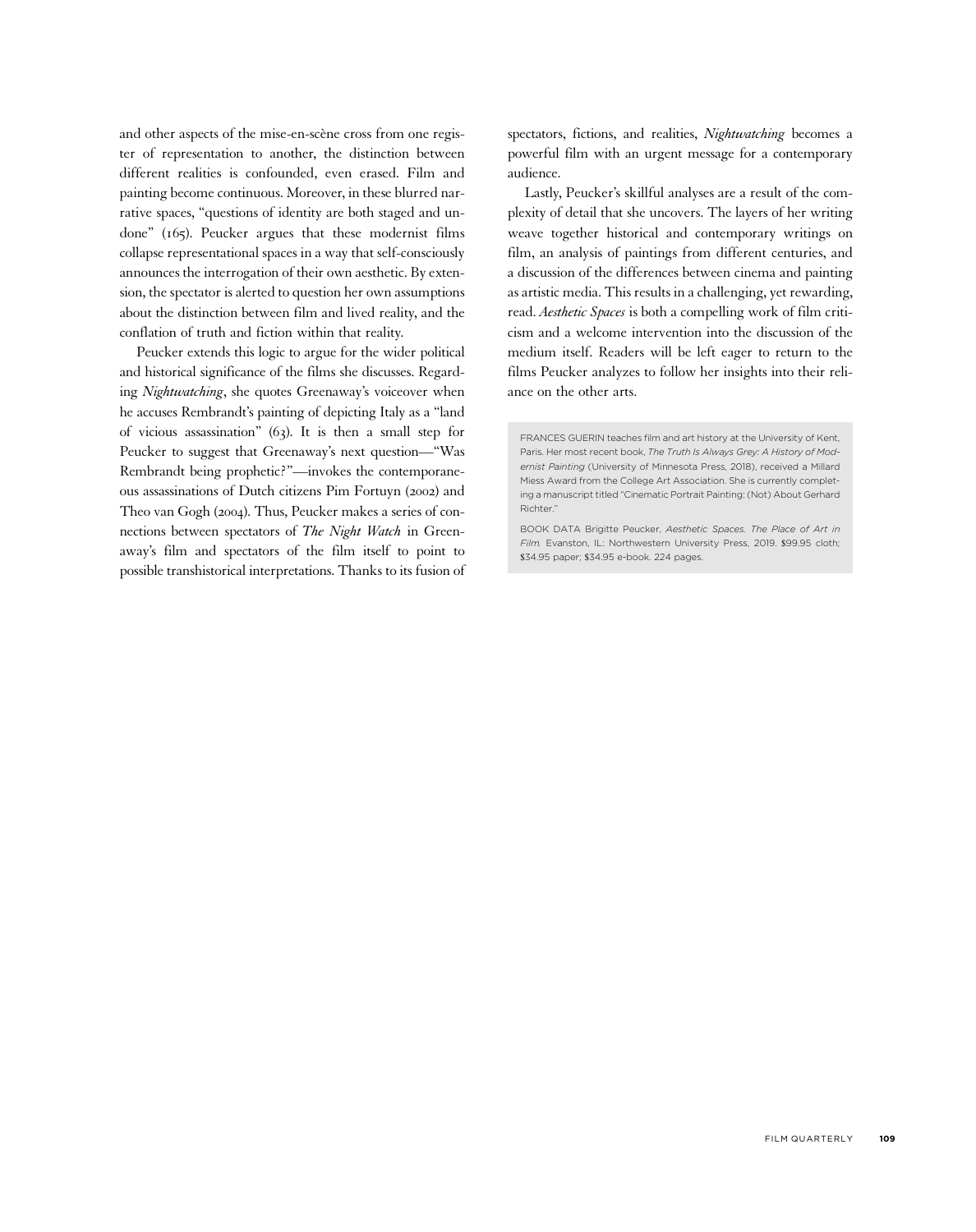and other aspects of the mise-en-scène cross from one register of representation to another, the distinction between different realities is confounded, even erased. Film and painting become continuous. Moreover, in these blurred narrative spaces, "questions of identity are both staged and undone" (165). Peucker argues that these modernist films collapse representational spaces in a way that self-consciously announces the interrogation of their own aesthetic. By extension, the spectator is alerted to question her own assumptions about the distinction between film and lived reality, and the conflation of truth and fiction within that reality.

Peucker extends this logic to argue for the wider political and historical significance of the films she discusses. Regarding *Nightwatching*, she quotes Greenaway's voiceover when he accuses Rembrandt's painting of depicting Italy as a "land of vicious assassination" (63). It is then a small step for Peucker to suggest that Greenaway's next question—"Was Rembrandt being prophetic?"—invokes the contemporaneous assassinations of Dutch citizens Pim Fortuyn (2002) and Theo van Gogh (2004). Thus, Peucker makes a series of connections between spectators of *The Night Watch* in Greenaway's film and spectators of the film itself to point to possible transhistorical interpretations. Thanks to its fusion of spectators, fictions, and realities, *Nightwatching* becomes a powerful film with an urgent message for a contemporary audience.

Lastly, Peucker's skillful analyses are a result of the complexity of detail that she uncovers. The layers of her writing weave together historical and contemporary writings on film, an analysis of paintings from different centuries, and a discussion of the differences between cinema and painting as artistic media. This results in a challenging, yet rewarding, read. *Aesthetic Spaces* is both a compelling work of film criticism and a welcome intervention into the discussion of the medium itself. Readers will be left eager to return to the films Peucker analyzes to follow her insights into their reliance on the other arts.

FRANCES GUERIN teaches film and art history at the University of Kent, Paris. Her most recent book, *The Truth Is Always Grey: A History of Modernist Painting* (University of Minnesota Press, 2018), received a Millard Miess Award from the College Art Association. She is currently completing a manuscript titled "Cinematic Portrait Painting: (Not) About Gerhard Richter."

BOOK DATA Brigitte Peucker, *Aesthetic Spaces. The Place of Art in Film.* Evanston, IL: Northwestern University Press, 2019. $99.95 cloth; $34.95 paper; $34.95 e-book. 224 pages.